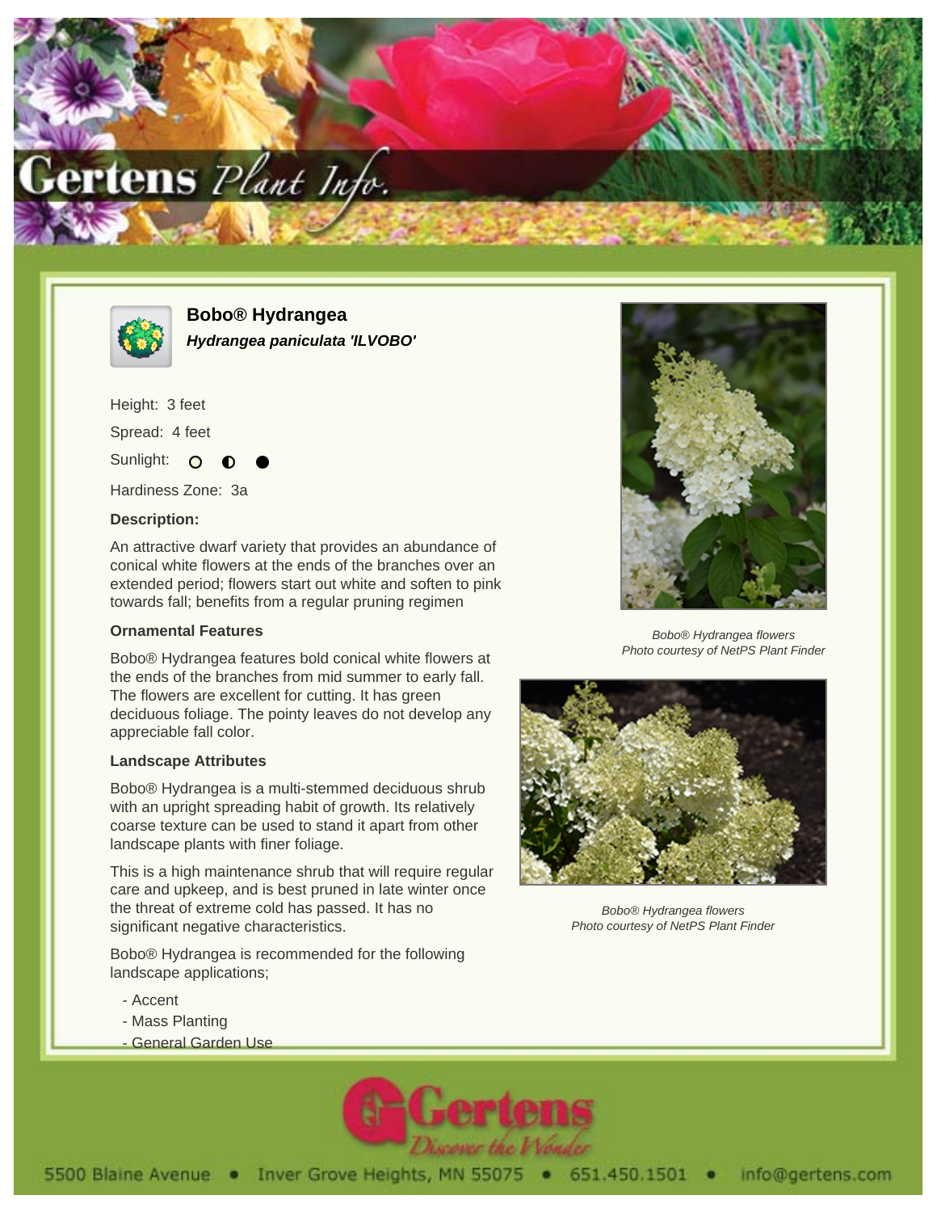# Bobo® Hydrangea

***Hydrangea paniculata 'ILVOBO'***

Height: 3 feet

Spread: 4 feet

Sunlight: ○ ◐ ●

Hardiness Zone: 3a

### Description:

An attractive dwarf variety that provides an abundance of conical white flowers at the ends of the branches over an extended period; flowers start out white and soften to pink towards fall; benefits from a regular pruning regimen

### Ornamental Features

Bobo® Hydrangea features bold conical white flowers at the ends of the branches from mid summer to early fall. The flowers are excellent for cutting. It has green deciduous foliage. The pointy leaves do not develop any appreciable fall color.

### Landscape Attributes

Bobo® Hydrangea is a multi-stemmed deciduous shrub with an upright spreading habit of growth. Its relatively coarse texture can be used to stand it apart from other landscape plants with finer foliage.

This is a high maintenance shrub that will require regular care and upkeep, and is best pruned in late winter once the threat of extreme cold has passed. It has no significant negative characteristics.

Bobo® Hydrangea is recommended for the following landscape applications;

- Accent
- Mass Planting
- General Garden Use

*Bobo® Hydrangea flowers*
*Photo courtesy of NetPS Plant Finder*

*Bobo® Hydrangea flowers*
*Photo courtesy of NetPS Plant Finder*

5500 Blaine Avenue • Inver Grove Heights, MN 55075 • 651.450.1501 • info@gertens.com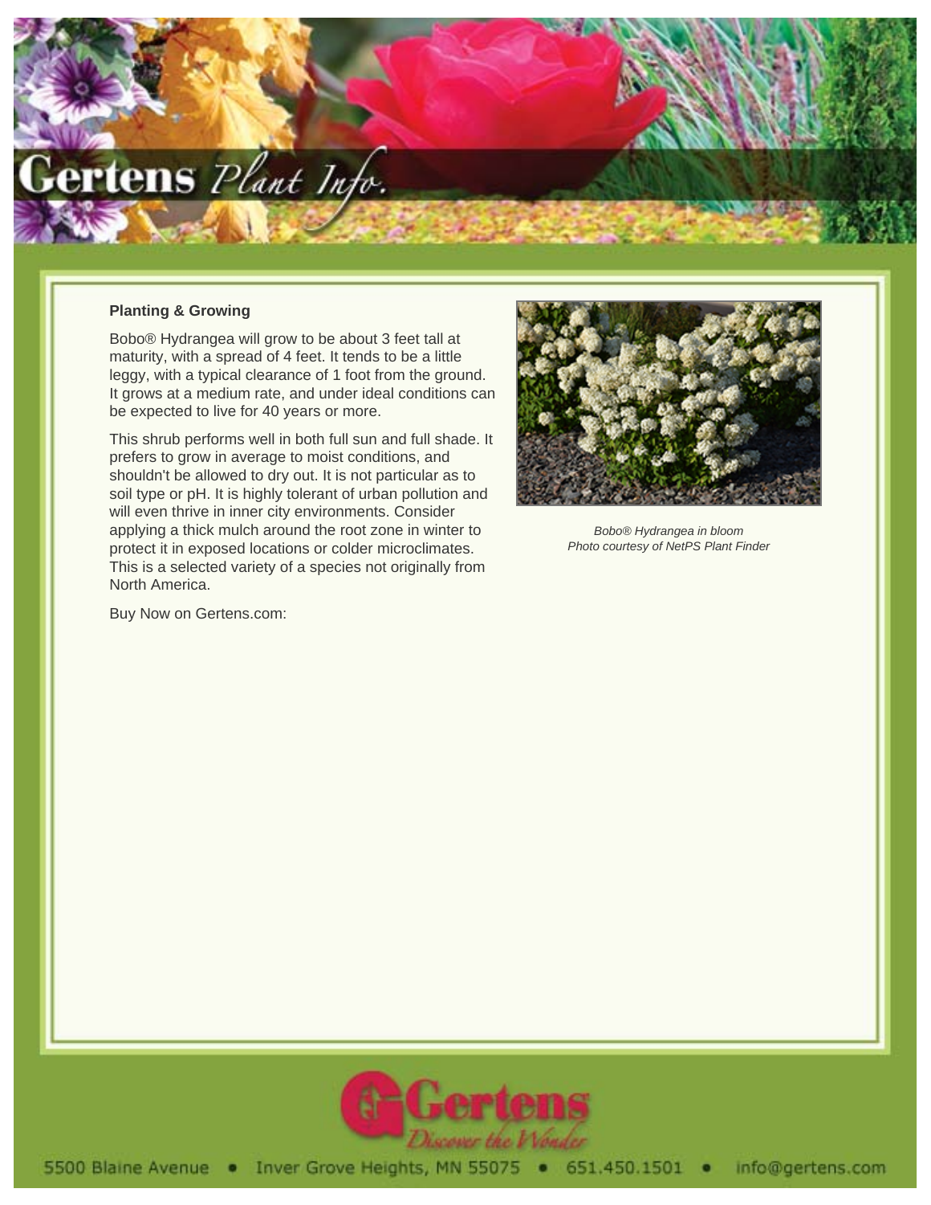### Planting & Growing

Bobo® Hydrangea will grow to be about 3 feet tall at maturity, with a spread of 4 feet. It tends to be a little leggy, with a typical clearance of 1 foot from the ground. It grows at a medium rate, and under ideal conditions can be expected to live for 40 years or more.

This shrub performs well in both full sun and full shade. It prefers to grow in average to moist conditions, and shouldn't be allowed to dry out. It is not particular as to soil type or pH. It is highly tolerant of urban pollution and will even thrive in inner city environments. Consider applying a thick mulch around the root zone in winter to protect it in exposed locations or colder microclimates. This is a selected variety of a species not originally from North America.

Buy Now on Gertens.com:

*Bobo® Hydrangea in bloom*
*Photo courtesy of NetPS Plant Finder*